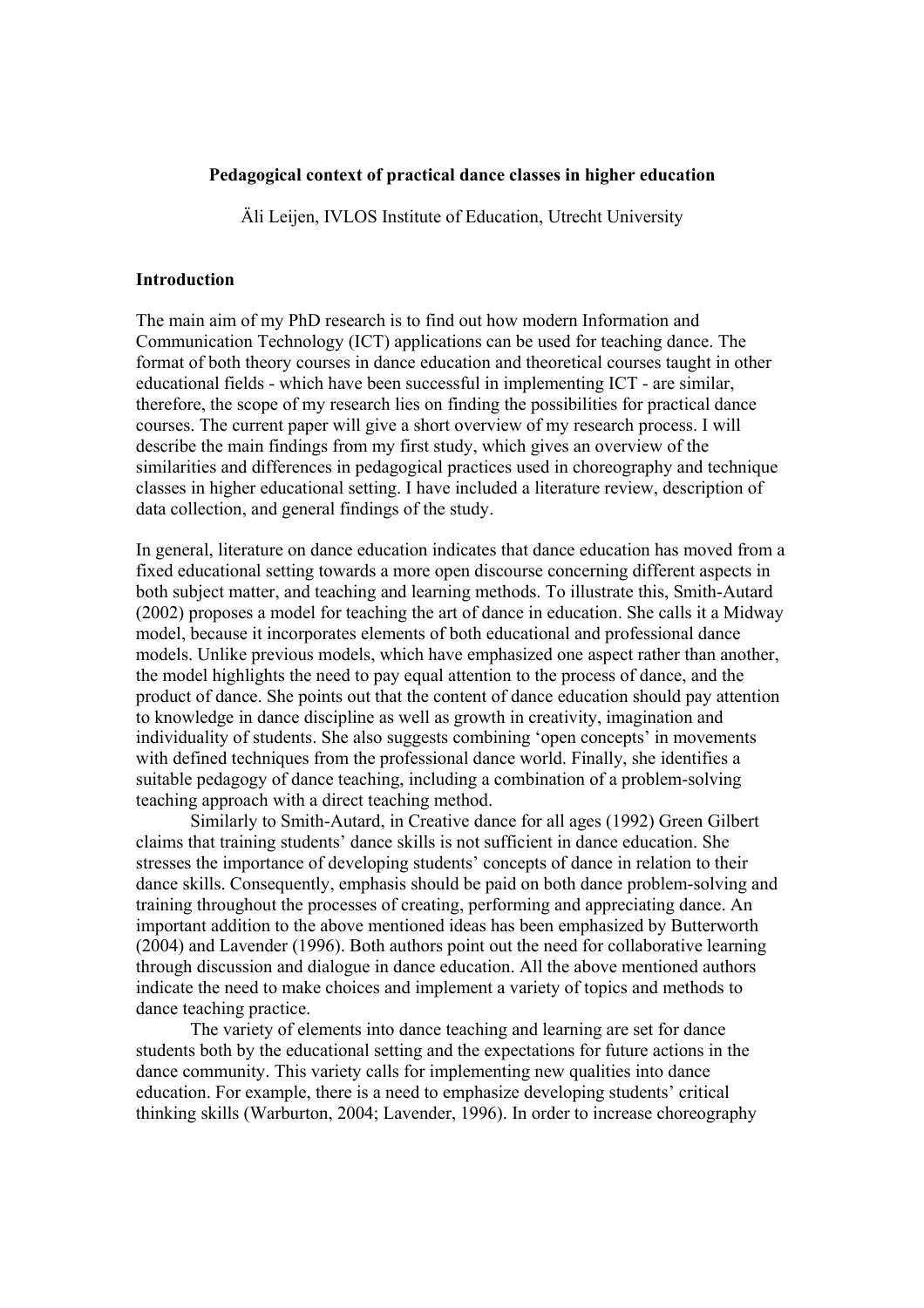**Pedagogical context of practical dance classes in higher education**

Äli Leijen, IVLOS Institute of Education, Utrecht University

## Introduction

The main aim of my PhD research is to find out how modern Information and Communication Technology (ICT) applications can be used for teaching dance. The format of both theory courses in dance education and theoretical courses taught in other educational fields - which have been successful in implementing ICT - are similar, therefore, the scope of my research lies on finding the possibilities for practical dance courses. The current paper will give a short overview of my research process. I will describe the main findings from my first study, which gives an overview of the similarities and differences in pedagogical practices used in choreography and technique classes in higher educational setting. I have included a literature review, description of data collection, and general findings of the study.

In general, literature on dance education indicates that dance education has moved from a fixed educational setting towards a more open discourse concerning different aspects in both subject matter, and teaching and learning methods. To illustrate this, Smith-Autard (2002) proposes a model for teaching the art of dance in education. She calls it a Midway model, because it incorporates elements of both educational and professional dance models. Unlike previous models, which have emphasized one aspect rather than another, the model highlights the need to pay equal attention to the process of dance, and the product of dance. She points out that the content of dance education should pay attention to knowledge in dance discipline as well as growth in creativity, imagination and individuality of students. She also suggests combining 'open concepts' in movements with defined techniques from the professional dance world. Finally, she identifies a suitable pedagogy of dance teaching, including a combination of a problem-solving teaching approach with a direct teaching method.

Similarly to Smith-Autard, in Creative dance for all ages (1992) Green Gilbert claims that training students' dance skills is not sufficient in dance education. She stresses the importance of developing students' concepts of dance in relation to their dance skills. Consequently, emphasis should be paid on both dance problem-solving and training throughout the processes of creating, performing and appreciating dance. An important addition to the above mentioned ideas has been emphasized by Butterworth (2004) and Lavender (1996). Both authors point out the need for collaborative learning through discussion and dialogue in dance education. All the above mentioned authors indicate the need to make choices and implement a variety of topics and methods to dance teaching practice.

The variety of elements into dance teaching and learning are set for dance students both by the educational setting and the expectations for future actions in the dance community. This variety calls for implementing new qualities into dance education. For example, there is a need to emphasize developing students' critical thinking skills (Warburton, 2004; Lavender, 1996). In order to increase choreography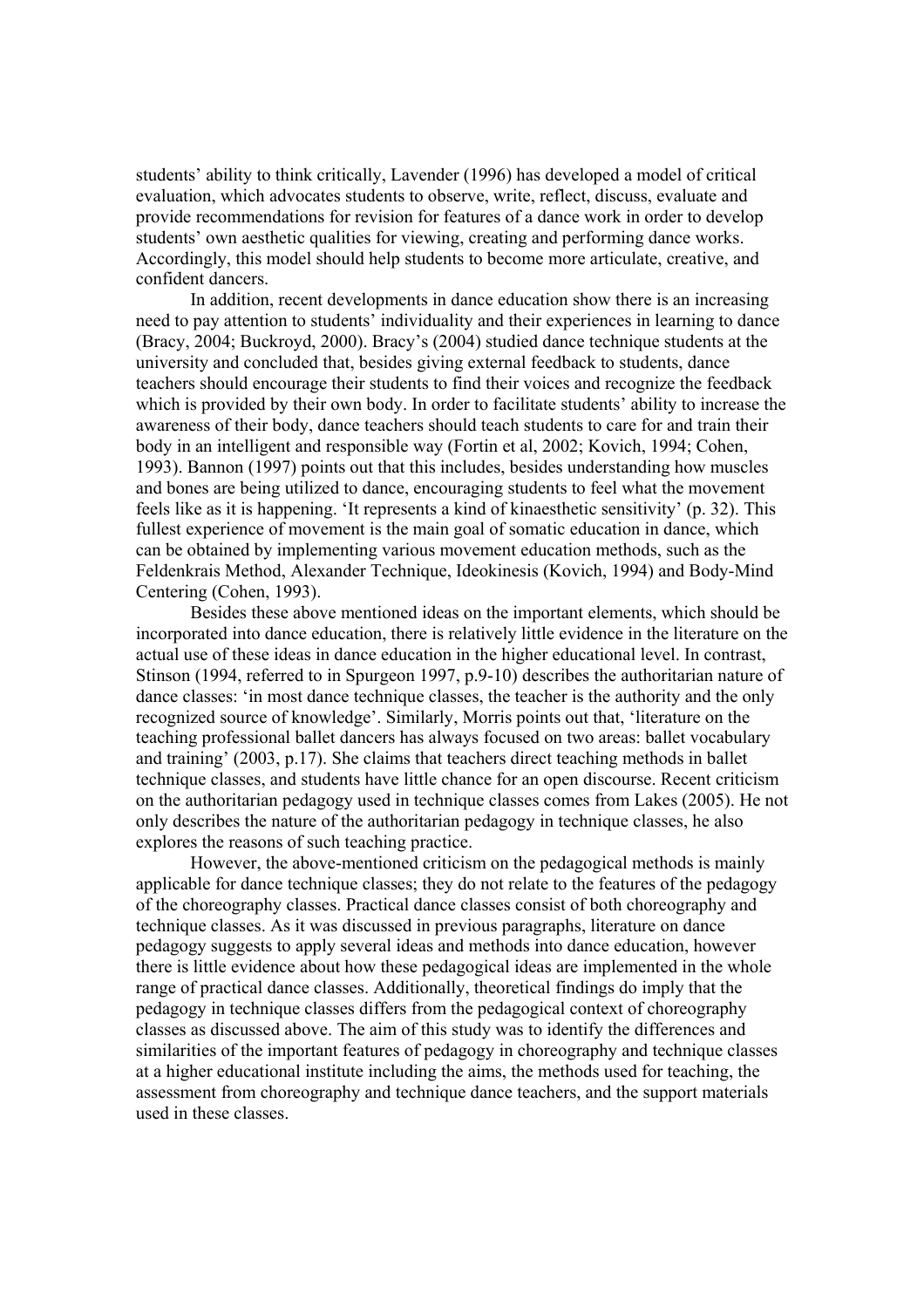students' ability to think critically, Lavender (1996) has developed a model of critical evaluation, which advocates students to observe, write, reflect, discuss, evaluate and provide recommendations for revision for features of a dance work in order to develop students' own aesthetic qualities for viewing, creating and performing dance works. Accordingly, this model should help students to become more articulate, creative, and confident dancers.

In addition, recent developments in dance education show there is an increasing need to pay attention to students' individuality and their experiences in learning to dance (Bracy, 2004; Buckroyd, 2000). Bracy's (2004) studied dance technique students at the university and concluded that, besides giving external feedback to students, dance teachers should encourage their students to find their voices and recognize the feedback which is provided by their own body. In order to facilitate students' ability to increase the awareness of their body, dance teachers should teach students to care for and train their body in an intelligent and responsible way (Fortin et al, 2002; Kovich, 1994; Cohen, 1993). Bannon (1997) points out that this includes, besides understanding how muscles and bones are being utilized to dance, encouraging students to feel what the movement feels like as it is happening. 'It represents a kind of kinaesthetic sensitivity' (p. 32). This fullest experience of movement is the main goal of somatic education in dance, which can be obtained by implementing various movement education methods, such as the Feldenkrais Method, Alexander Technique, Ideokinesis (Kovich, 1994) and Body-Mind Centering (Cohen, 1993).

Besides these above mentioned ideas on the important elements, which should be incorporated into dance education, there is relatively little evidence in the literature on the actual use of these ideas in dance education in the higher educational level. In contrast, Stinson (1994, referred to in Spurgeon 1997, p.9-10) describes the authoritarian nature of dance classes: 'in most dance technique classes, the teacher is the authority and the only recognized source of knowledge'. Similarly, Morris points out that, 'literature on the teaching professional ballet dancers has always focused on two areas: ballet vocabulary and training' (2003, p.17). She claims that teachers direct teaching methods in ballet technique classes, and students have little chance for an open discourse. Recent criticism on the authoritarian pedagogy used in technique classes comes from Lakes (2005). He not only describes the nature of the authoritarian pedagogy in technique classes, he also explores the reasons of such teaching practice.

However, the above-mentioned criticism on the pedagogical methods is mainly applicable for dance technique classes; they do not relate to the features of the pedagogy of the choreography classes. Practical dance classes consist of both choreography and technique classes. As it was discussed in previous paragraphs, literature on dance pedagogy suggests to apply several ideas and methods into dance education, however there is little evidence about how these pedagogical ideas are implemented in the whole range of practical dance classes. Additionally, theoretical findings do imply that the pedagogy in technique classes differs from the pedagogical context of choreography classes as discussed above. The aim of this study was to identify the differences and similarities of the important features of pedagogy in choreography and technique classes at a higher educational institute including the aims, the methods used for teaching, the assessment from choreography and technique dance teachers, and the support materials used in these classes.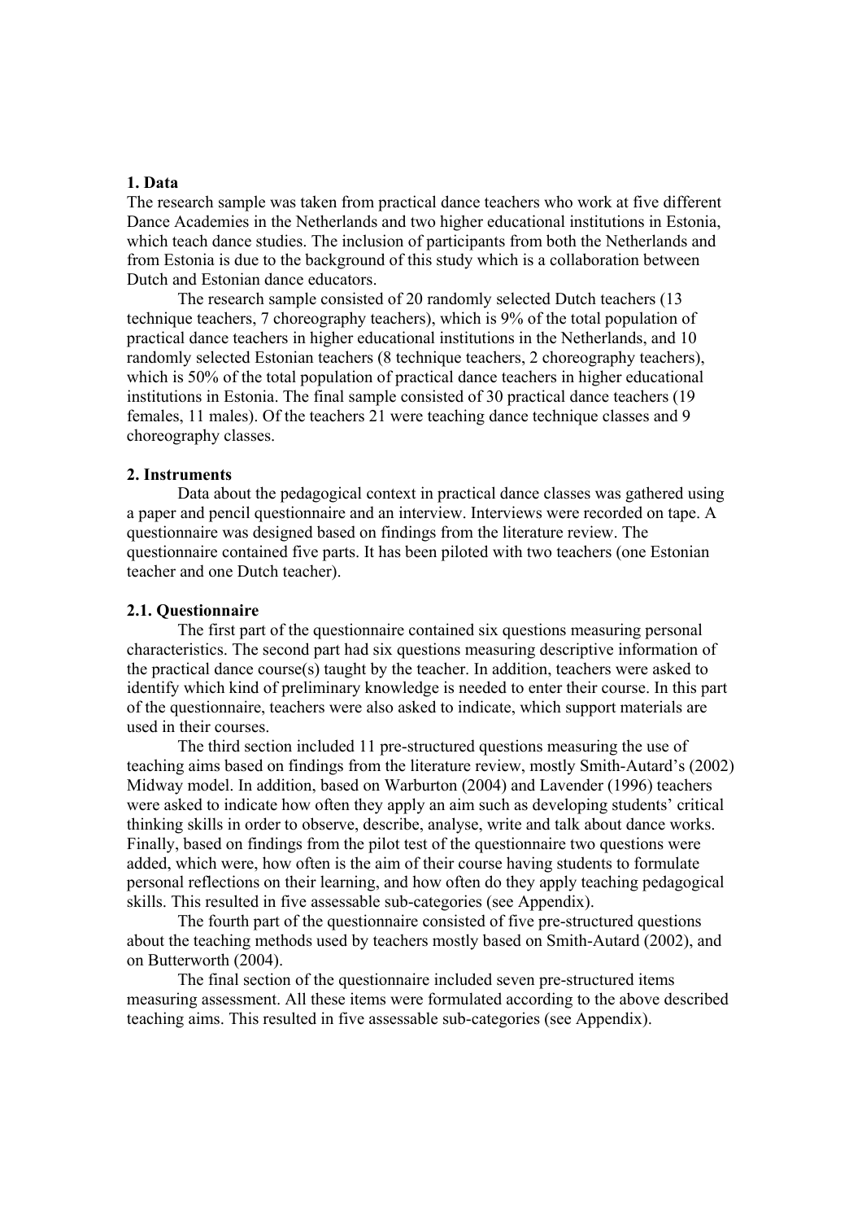**1. Data**

The research sample was taken from practical dance teachers who work at five different Dance Academies in the Netherlands and two higher educational institutions in Estonia, which teach dance studies. The inclusion of participants from both the Netherlands and from Estonia is due to the background of this study which is a collaboration between Dutch and Estonian dance educators.

The research sample consisted of 20 randomly selected Dutch teachers (13 technique teachers, 7 choreography teachers), which is 9% of the total population of practical dance teachers in higher educational institutions in the Netherlands, and 10 randomly selected Estonian teachers (8 technique teachers, 2 choreography teachers), which is 50% of the total population of practical dance teachers in higher educational institutions in Estonia. The final sample consisted of 30 practical dance teachers (19 females, 11 males). Of the teachers 21 were teaching dance technique classes and 9 choreography classes.

**2. Instruments**

Data about the pedagogical context in practical dance classes was gathered using a paper and pencil questionnaire and an interview. Interviews were recorded on tape. A questionnaire was designed based on findings from the literature review. The questionnaire contained five parts. It has been piloted with two teachers (one Estonian teacher and one Dutch teacher).

**2.1. Questionnaire**

The first part of the questionnaire contained six questions measuring personal characteristics. The second part had six questions measuring descriptive information of the practical dance course(s) taught by the teacher. In addition, teachers were asked to identify which kind of preliminary knowledge is needed to enter their course. In this part of the questionnaire, teachers were also asked to indicate, which support materials are used in their courses.

The third section included 11 pre-structured questions measuring the use of teaching aims based on findings from the literature review, mostly Smith-Autard's (2002) Midway model. In addition, based on Warburton (2004) and Lavender (1996) teachers were asked to indicate how often they apply an aim such as developing students' critical thinking skills in order to observe, describe, analyse, write and talk about dance works. Finally, based on findings from the pilot test of the questionnaire two questions were added, which were, how often is the aim of their course having students to formulate personal reflections on their learning, and how often do they apply teaching pedagogical skills. This resulted in five assessable sub-categories (see Appendix).

The fourth part of the questionnaire consisted of five pre-structured questions about the teaching methods used by teachers mostly based on Smith-Autard (2002), and on Butterworth (2004).

The final section of the questionnaire included seven pre-structured items measuring assessment. All these items were formulated according to the above described teaching aims. This resulted in five assessable sub-categories (see Appendix).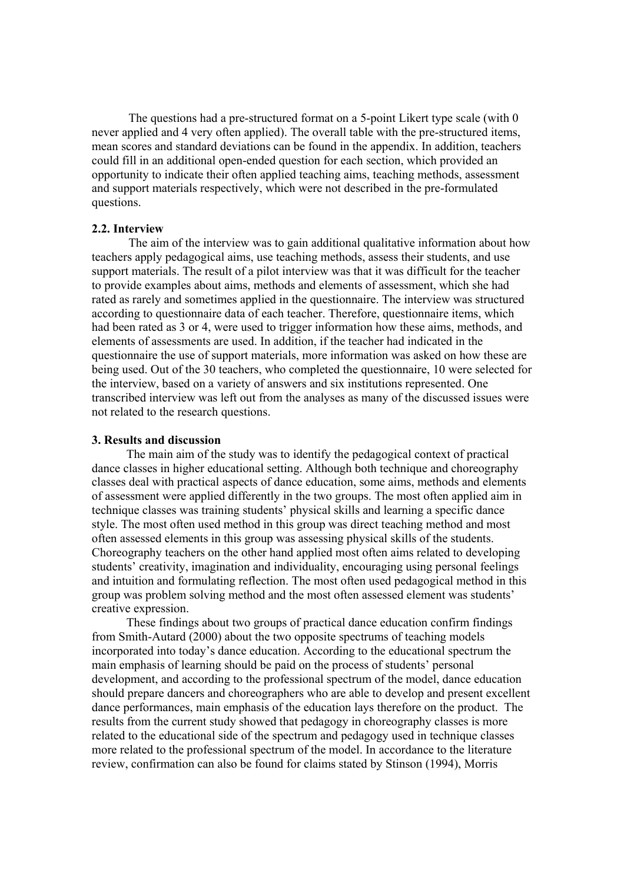The questions had a pre-structured format on a 5-point Likert type scale (with 0 never applied and 4 very often applied). The overall table with the pre-structured items, mean scores and standard deviations can be found in the appendix. In addition, teachers could fill in an additional open-ended question for each section, which provided an opportunity to indicate their often applied teaching aims, teaching methods, assessment and support materials respectively, which were not described in the pre-formulated questions.

### 2.2. Interview

The aim of the interview was to gain additional qualitative information about how teachers apply pedagogical aims, use teaching methods, assess their students, and use support materials. The result of a pilot interview was that it was difficult for the teacher to provide examples about aims, methods and elements of assessment, which she had rated as rarely and sometimes applied in the questionnaire. The interview was structured according to questionnaire data of each teacher. Therefore, questionnaire items, which had been rated as 3 or 4, were used to trigger information how these aims, methods, and elements of assessments are used. In addition, if the teacher had indicated in the questionnaire the use of support materials, more information was asked on how these are being used. Out of the 30 teachers, who completed the questionnaire, 10 were selected for the interview, based on a variety of answers and six institutions represented. One transcribed interview was left out from the analyses as many of the discussed issues were not related to the research questions.

## 3. Results and discussion

The main aim of the study was to identify the pedagogical context of practical dance classes in higher educational setting. Although both technique and choreography classes deal with practical aspects of dance education, some aims, methods and elements of assessment were applied differently in the two groups. The most often applied aim in technique classes was training students' physical skills and learning a specific dance style. The most often used method in this group was direct teaching method and most often assessed elements in this group was assessing physical skills of the students. Choreography teachers on the other hand applied most often aims related to developing students' creativity, imagination and individuality, encouraging using personal feelings and intuition and formulating reflection. The most often used pedagogical method in this group was problem solving method and the most often assessed element was students' creative expression.

These findings about two groups of practical dance education confirm findings from Smith-Autard (2000) about the two opposite spectrums of teaching models incorporated into today's dance education. According to the educational spectrum the main emphasis of learning should be paid on the process of students' personal development, and according to the professional spectrum of the model, dance education should prepare dancers and choreographers who are able to develop and present excellent dance performances, main emphasis of the education lays therefore on the product. The results from the current study showed that pedagogy in choreography classes is more related to the educational side of the spectrum and pedagogy used in technique classes more related to the professional spectrum of the model. In accordance to the literature review, confirmation can also be found for claims stated by Stinson (1994), Morris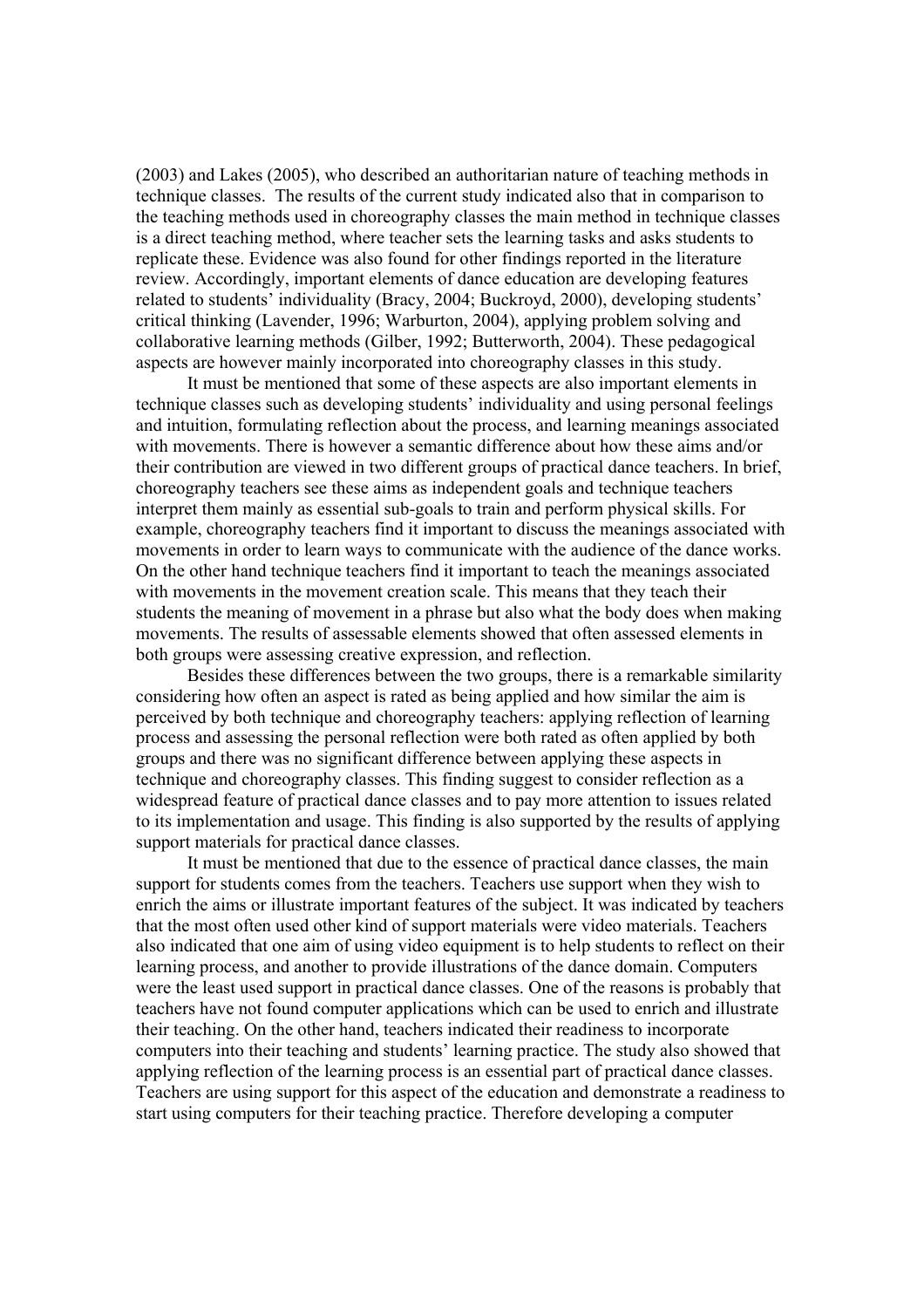(2003) and Lakes (2005), who described an authoritarian nature of teaching methods in technique classes. The results of the current study indicated also that in comparison to the teaching methods used in choreography classes the main method in technique classes is a direct teaching method, where teacher sets the learning tasks and asks students to replicate these. Evidence was also found for other findings reported in the literature review. Accordingly, important elements of dance education are developing features related to students' individuality (Bracy, 2004; Buckroyd, 2000), developing students' critical thinking (Lavender, 1996; Warburton, 2004), applying problem solving and collaborative learning methods (Gilber, 1992; Butterworth, 2004). These pedagogical aspects are however mainly incorporated into choreography classes in this study.

It must be mentioned that some of these aspects are also important elements in technique classes such as developing students' individuality and using personal feelings and intuition, formulating reflection about the process, and learning meanings associated with movements. There is however a semantic difference about how these aims and/or their contribution are viewed in two different groups of practical dance teachers. In brief, choreography teachers see these aims as independent goals and technique teachers interpret them mainly as essential sub-goals to train and perform physical skills. For example, choreography teachers find it important to discuss the meanings associated with movements in order to learn ways to communicate with the audience of the dance works. On the other hand technique teachers find it important to teach the meanings associated with movements in the movement creation scale. This means that they teach their students the meaning of movement in a phrase but also what the body does when making movements. The results of assessable elements showed that often assessed elements in both groups were assessing creative expression, and reflection.

Besides these differences between the two groups, there is a remarkable similarity considering how often an aspect is rated as being applied and how similar the aim is perceived by both technique and choreography teachers: applying reflection of learning process and assessing the personal reflection were both rated as often applied by both groups and there was no significant difference between applying these aspects in technique and choreography classes. This finding suggest to consider reflection as a widespread feature of practical dance classes and to pay more attention to issues related to its implementation and usage. This finding is also supported by the results of applying support materials for practical dance classes.

It must be mentioned that due to the essence of practical dance classes, the main support for students comes from the teachers. Teachers use support when they wish to enrich the aims or illustrate important features of the subject. It was indicated by teachers that the most often used other kind of support materials were video materials. Teachers also indicated that one aim of using video equipment is to help students to reflect on their learning process, and another to provide illustrations of the dance domain. Computers were the least used support in practical dance classes. One of the reasons is probably that teachers have not found computer applications which can be used to enrich and illustrate their teaching. On the other hand, teachers indicated their readiness to incorporate computers into their teaching and students' learning practice. The study also showed that applying reflection of the learning process is an essential part of practical dance classes. Teachers are using support for this aspect of the education and demonstrate a readiness to start using computers for their teaching practice. Therefore developing a computer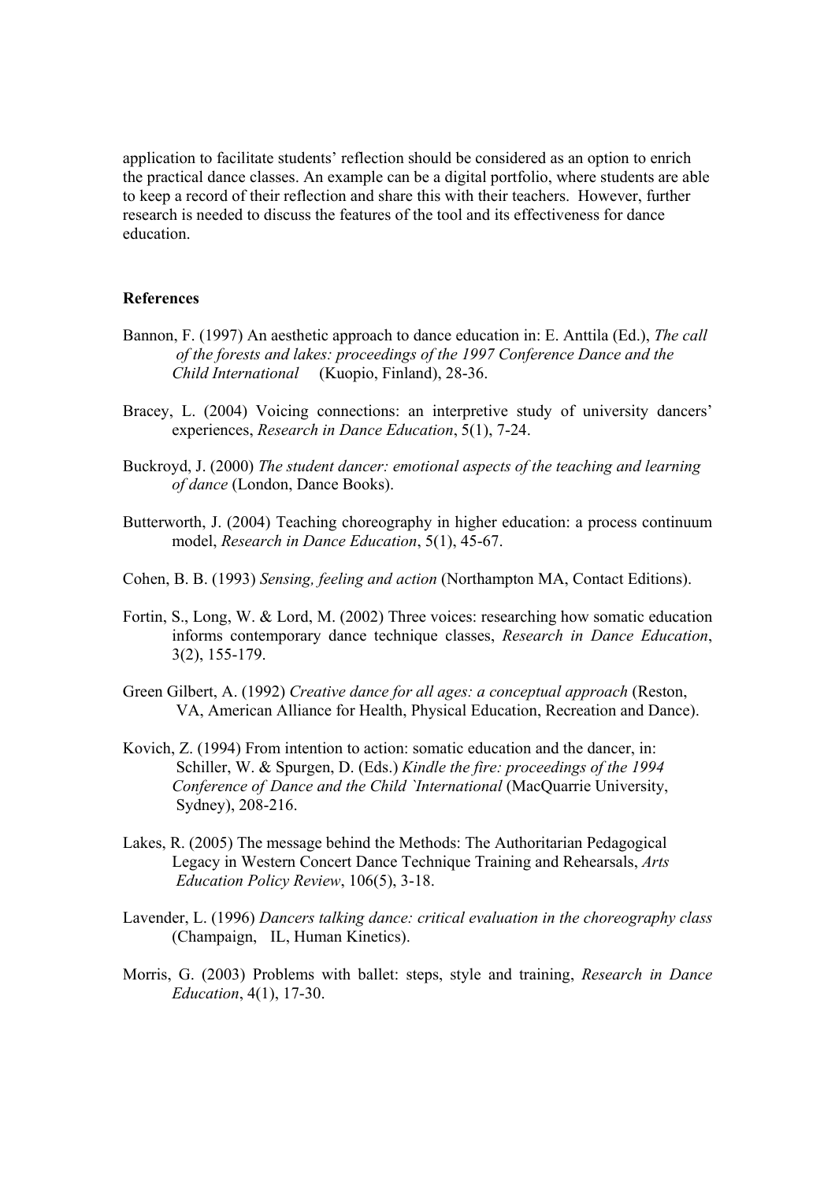application to facilitate students' reflection should be considered as an option to enrich the practical dance classes. An example can be a digital portfolio, where students are able to keep a record of their reflection and share this with their teachers. However, further research is needed to discuss the features of the tool and its effectiveness for dance education.

## References

Bannon, F. (1997) An aesthetic approach to dance education in: E. Anttila (Ed.), *The call of the forests and lakes: proceedings of the 1997 Conference Dance and the Child International* (Kuopio, Finland), 28-36.

Bracey, L. (2004) Voicing connections: an interpretive study of university dancers' experiences, *Research in Dance Education*, 5(1), 7-24.

Buckroyd, J. (2000) *The student dancer: emotional aspects of the teaching and learning of dance* (London, Dance Books).

Butterworth, J. (2004) Teaching choreography in higher education: a process continuum model, *Research in Dance Education*, 5(1), 45-67.

Cohen, B. B. (1993) *Sensing, feeling and action* (Northampton MA, Contact Editions).

Fortin, S., Long, W. & Lord, M. (2002) Three voices: researching how somatic education informs contemporary dance technique classes, *Research in Dance Education*, 3(2), 155-179.

Green Gilbert, A. (1992) *Creative dance for all ages: a conceptual approach* (Reston, VA, American Alliance for Health, Physical Education, Recreation and Dance).

Kovich, Z. (1994) From intention to action: somatic education and the dancer, in: Schiller, W. & Spurgen, D. (Eds.) *Kindle the fire: proceedings of the 1994 Conference of Dance and the Child `International* (MacQuarrie University, Sydney), 208-216.

Lakes, R. (2005) The message behind the Methods: The Authoritarian Pedagogical Legacy in Western Concert Dance Technique Training and Rehearsals, *Arts Education Policy Review*, 106(5), 3-18.

Lavender, L. (1996) *Dancers talking dance: critical evaluation in the choreography class* (Champaign, IL, Human Kinetics).

Morris, G. (2003) Problems with ballet: steps, style and training, *Research in Dance Education*, 4(1), 17-30.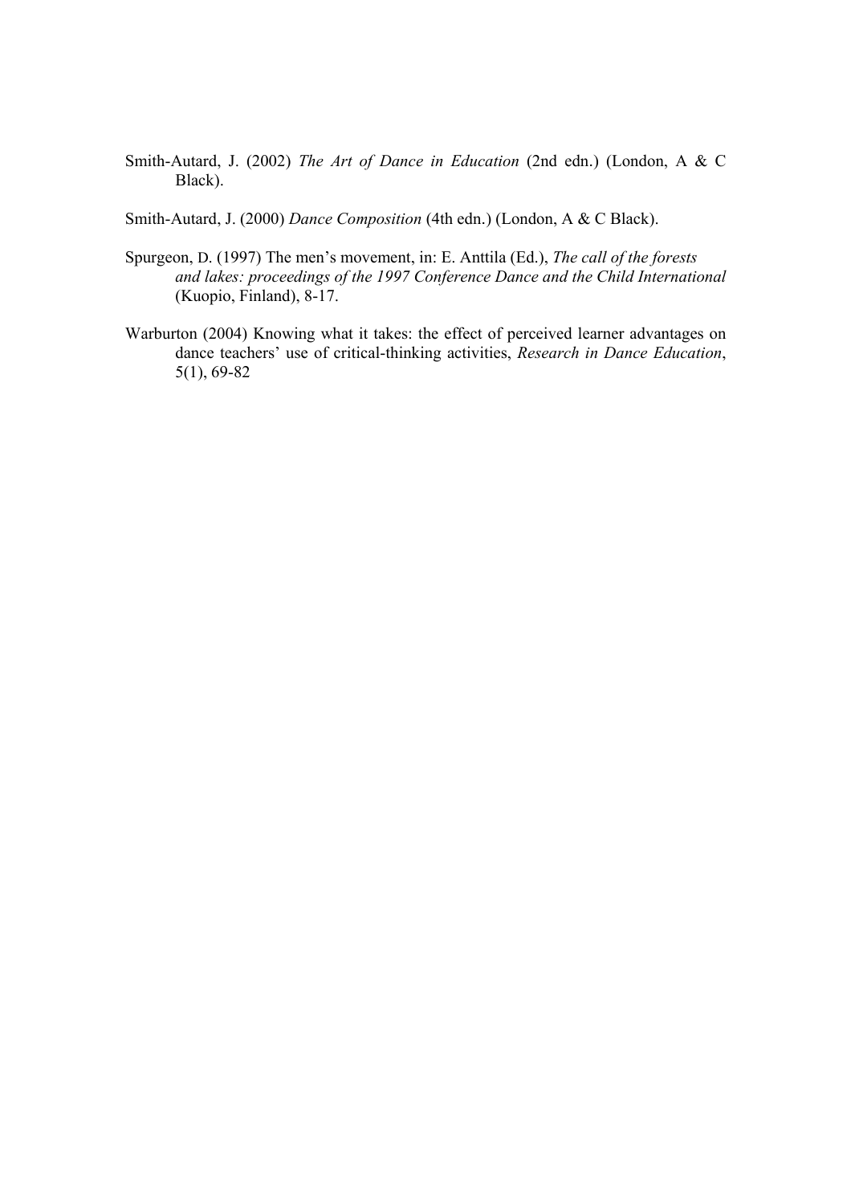Smith-Autard, J. (2002) *The Art of Dance in Education* (2nd edn.) (London, A & C Black).

Smith-Autard, J. (2000) *Dance Composition* (4th edn.) (London, A & C Black).

Spurgeon, D. (1997) The men's movement, in: E. Anttila (Ed.), *The call of the forests and lakes: proceedings of the 1997 Conference Dance and the Child International* (Kuopio, Finland), 8-17.

Warburton (2004) Knowing what it takes: the effect of perceived learner advantages on dance teachers' use of critical-thinking activities, *Research in Dance Education*, 5(1), 69-82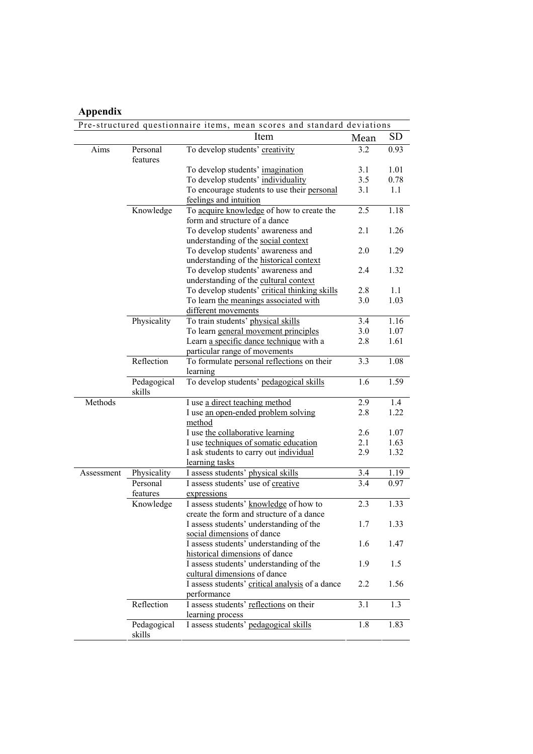## Appendix

Pre-structured questionnaire items, mean scores and standard deviations

| | | Item | Mean | SD |
|---|---|---|---|---|
| Aims | Personal features | To develop students' creativity | 3.2 | 0.93 |
| | | To develop students' imagination | 3.1 | 1.01 |
| | | To develop students' individuality | 3.5 | 0.78 |
| | | To encourage students to use their personal feelings and intuition | 3.1 | 1.1 |
| | Knowledge | To acquire knowledge of how to create the form and structure of a dance | 2.5 | 1.18 |
| | | To develop students' awareness and understanding of the social context | 2.1 | 1.26 |
| | | To develop students' awareness and understanding of the historical context | 2.0 | 1.29 |
| | | To develop students' awareness and understanding of the cultural context | 2.4 | 1.32 |
| | | To develop students' critical thinking skills | 2.8 | 1.1 |
| | | To learn the meanings associated with different movements | 3.0 | 1.03 |
| | Physicality | To train students' physical skills | 3.4 | 1.16 |
| | | To learn general movement principles | 3.0 | 1.07 |
| | | Learn a specific dance technique with a particular range of movements | 2.8 | 1.61 |
| | Reflection | To formulate personal reflections on their learning | 3.3 | 1.08 |
| | Pedagogical skills | To develop students' pedagogical skills | 1.6 | 1.59 |
| Methods | | I use a direct teaching method | 2.9 | 1.4 |
| | | I use an open-ended problem solving method | 2.8 | 1.22 |
| | | I use the collaborative learning | 2.6 | 1.07 |
| | | I use techniques of somatic education | 2.1 | 1.63 |
| | | I ask students to carry out individual learning tasks | 2.9 | 1.32 |
| Assessment | Physicality | I assess students' physical skills | 3.4 | 1.19 |
| | Personal features | I assess students' use of creative expressions | 3.4 | 0.97 |
| | Knowledge | I assess students' knowledge of how to create the form and structure of a dance | 2.3 | 1.33 |
| | | I assess students' understanding of the social dimensions of dance | 1.7 | 1.33 |
| | | I assess students' understanding of the historical dimensions of dance | 1.6 | 1.47 |
| | | I assess students' understanding of the cultural dimensions of dance | 1.9 | 1.5 |
| | | I assess students' critical analysis of a dance performance | 2.2 | 1.56 |
| | Reflection | I assess students' reflections on their learning process | 3.1 | 1.3 |
| | Pedagogical skills | I assess students' pedagogical skills | 1.8 | 1.83 |